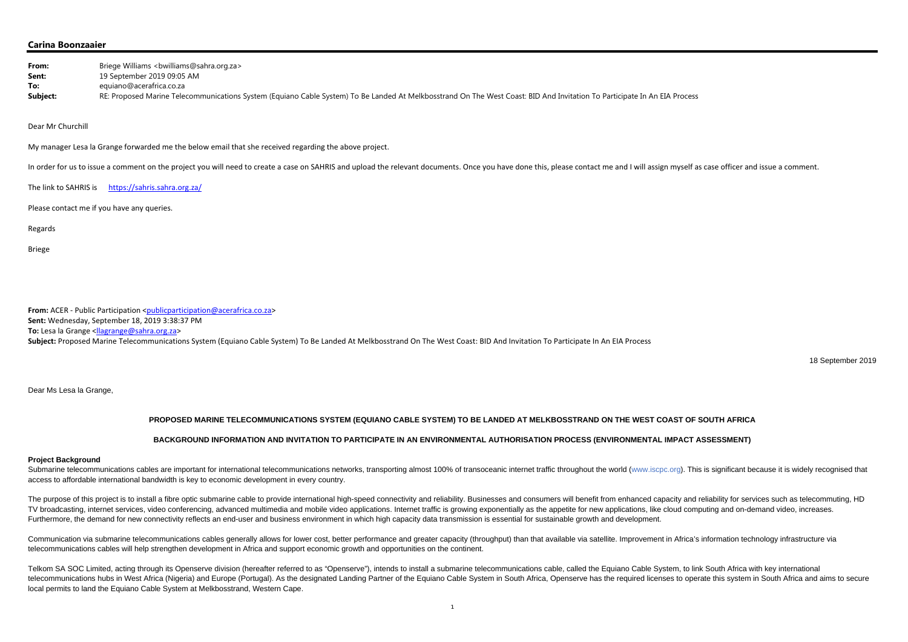**Carina Boonzaaier**

**From:** Briege Williams <bwilliams@sahra.org.za>
**Sent:** 19 September 2019 09:05 AM
**To:** equiano@acerafrica.co.za
**Subject:** RE: Proposed Marine Telecommunications System (Equiano Cable System) To Be Landed At Melkbosstrand On The West Coast: BID And Invitation To Participate In An EIA Process

Dear Mr Churchill

My manager Lesa la Grange forwarded me the below email that she received regarding the above project.

In order for us to issue a comment on the project you will need to create a case on SAHRIS and upload the relevant documents. Once you have done this, please contact me and I will assign myself as case officer and issue a comment.

The link to SAHRIS is https://sahris.sahra.org.za/

Please contact me if you have any queries.

Regards

Briege

**From:** ACER - Public Participation <publicparticipation@acerafrica.co.za>
**Sent:** Wednesday, September 18, 2019 3:38:37 PM
**To:** Lesa la Grange <llagrange@sahra.org.za>
**Subject:** Proposed Marine Telecommunications System (Equiano Cable System) To Be Landed At Melkbosstrand On The West Coast: BID And Invitation To Participate In An EIA Process

18 September 2019

Dear Ms Lesa la Grange,

**PROPOSED MARINE TELECOMMUNICATIONS SYSTEM (EQUIANO CABLE SYSTEM) TO BE LANDED AT MELKBOSSTRAND ON THE WEST COAST OF SOUTH AFRICA**

**BACKGROUND INFORMATION AND INVITATION TO PARTICIPATE IN AN ENVIRONMENTAL AUTHORISATION PROCESS (ENVIRONMENTAL IMPACT ASSESSMENT)**

**Project Background**

Submarine telecommunications cables are important for international telecommunications networks, transporting almost 100% of transoceanic internet traffic throughout the world (www.iscpc.org). This is significant because it is widely recognised that access to affordable international bandwidth is key to economic development in every country.

The purpose of this project is to install a fibre optic submarine cable to provide international high-speed connectivity and reliability. Businesses and consumers will benefit from enhanced capacity and reliability for services such as telecommuting, HD TV broadcasting, internet services, video conferencing, advanced multimedia and mobile video applications. Internet traffic is growing exponentially as the appetite for new applications, like cloud computing and on-demand video, increases. Furthermore, the demand for new connectivity reflects an end-user and business environment in which high capacity data transmission is essential for sustainable growth and development.

Communication via submarine telecommunications cables generally allows for lower cost, better performance and greater capacity (throughput) than that available via satellite. Improvement in Africa's information technology infrastructure via telecommunications cables will help strengthen development in Africa and support economic growth and opportunities on the continent.

Telkom SA SOC Limited, acting through its Openserve division (hereafter referred to as "Openserve"), intends to install a submarine telecommunications cable, called the Equiano Cable System, to link South Africa with key international telecommunications hubs in West Africa (Nigeria) and Europe (Portugal). As the designated Landing Partner of the Equiano Cable System in South Africa, Openserve has the required licenses to operate this system in South Africa and aims to secure local permits to land the Equiano Cable System at Melkbosstrand, Western Cape.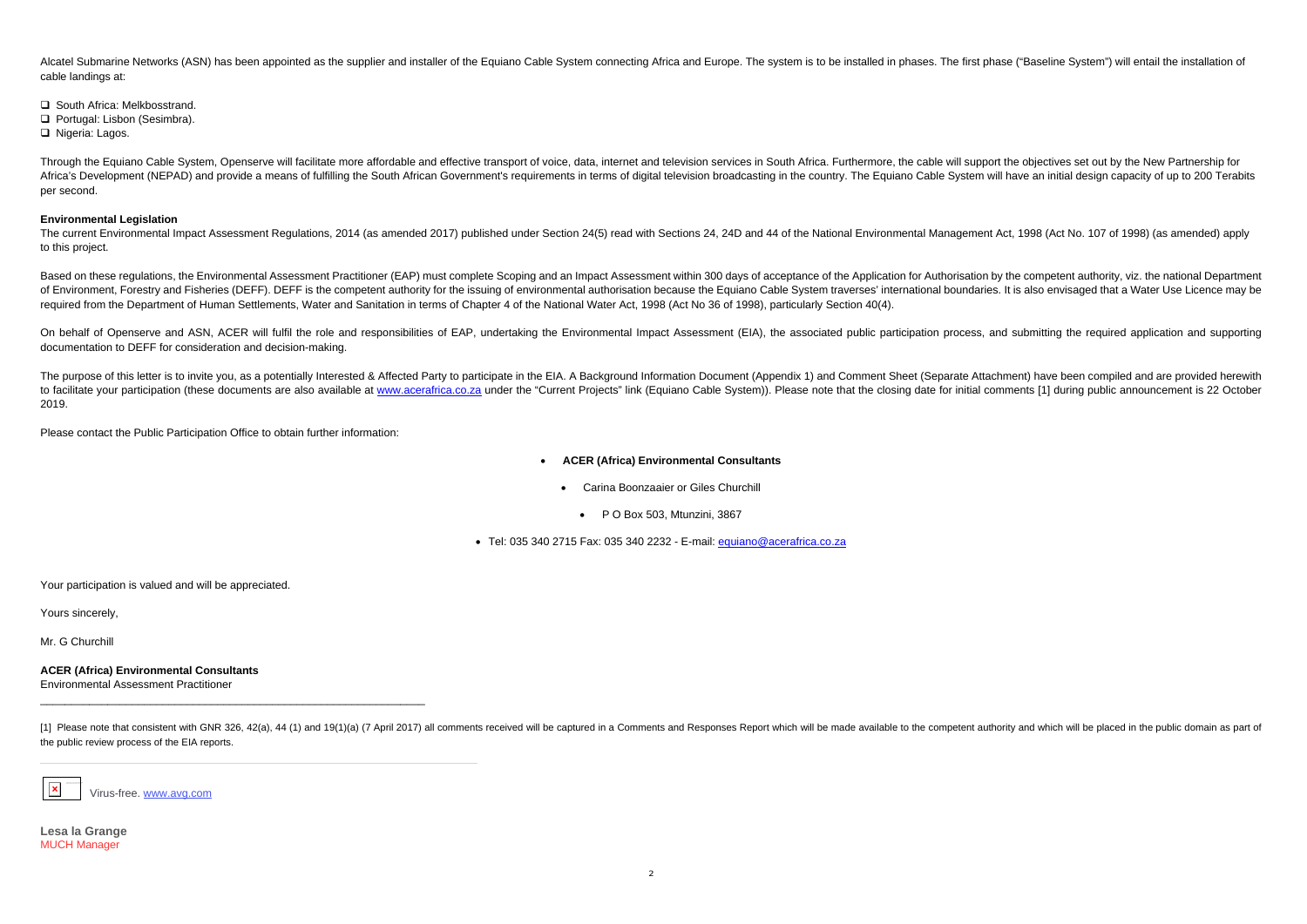Alcatel Submarine Networks (ASN) has been appointed as the supplier and installer of the Equiano Cable System connecting Africa and Europe. The system is to be installed in phases. The first phase ("Baseline System") will entail the installation of cable landings at:

- ❑ South Africa: Melkbosstrand.
- ❑ Portugal: Lisbon (Sesimbra).
- ❑ Nigeria: Lagos.

Through the Equiano Cable System, Openserve will facilitate more affordable and effective transport of voice, data, internet and television services in South Africa. Furthermore, the cable will support the objectives set out by the New Partnership for Africa's Development (NEPAD) and provide a means of fulfilling the South African Government's requirements in terms of digital television broadcasting in the country. The Equiano Cable System will have an initial design capacity of up to 200 Terabits per second.

**Environmental Legislation**

The current Environmental Impact Assessment Regulations, 2014 (as amended 2017) published under Section 24(5) read with Sections 24, 24D and 44 of the National Environmental Management Act, 1998 (Act No. 107 of 1998) (as amended) apply to this project.

Based on these regulations, the Environmental Assessment Practitioner (EAP) must complete Scoping and an Impact Assessment within 300 days of acceptance of the Application for Authorisation by the competent authority, viz. the national Department of Environment, Forestry and Fisheries (DEFF). DEFF is the competent authority for the issuing of environmental authorisation because the Equiano Cable System traverses' international boundaries. It is also envisaged that a Water Use Licence may be required from the Department of Human Settlements, Water and Sanitation in terms of Chapter 4 of the National Water Act, 1998 (Act No 36 of 1998), particularly Section 40(4).

On behalf of Openserve and ASN, ACER will fulfil the role and responsibilities of EAP, undertaking the Environmental Impact Assessment (EIA), the associated public participation process, and submitting the required application and supporting documentation to DEFF for consideration and decision-making.

The purpose of this letter is to invite you, as a potentially Interested & Affected Party to participate in the EIA. A Background Information Document (Appendix 1) and Comment Sheet (Separate Attachment) have been compiled and are provided herewith to facilitate your participation (these documents are also available at www.acerafrica.co.za under the "Current Projects" link (Equiano Cable System)). Please note that the closing date for initial comments [1] during public announcement is 22 October 2019.

Please contact the Public Participation Office to obtain further information:

- **ACER (Africa) Environmental Consultants**
- Carina Boonzaaier or Giles Churchill
- P O Box 503, Mtunzini, 3867
- Tel: 035 340 2715 Fax: 035 340 2232 - E-mail: equiano@acerafrica.co.za

Your participation is valued and will be appreciated.

Yours sincerely,

Mr. G Churchill

**ACER (Africa) Environmental Consultants**
Environmental Assessment Practitioner

---

[1] Please note that consistent with GNR 326, 42(a), 44 (1) and 19(1)(a) (7 April 2017) all comments received will be captured in a Comments and Responses Report which will be made available to the competent authority and which will be placed in the public domain as part of the public review process of the EIA reports.

---

Virus-free. www.avg.com

**Lesa la Grange**
MUCH Manager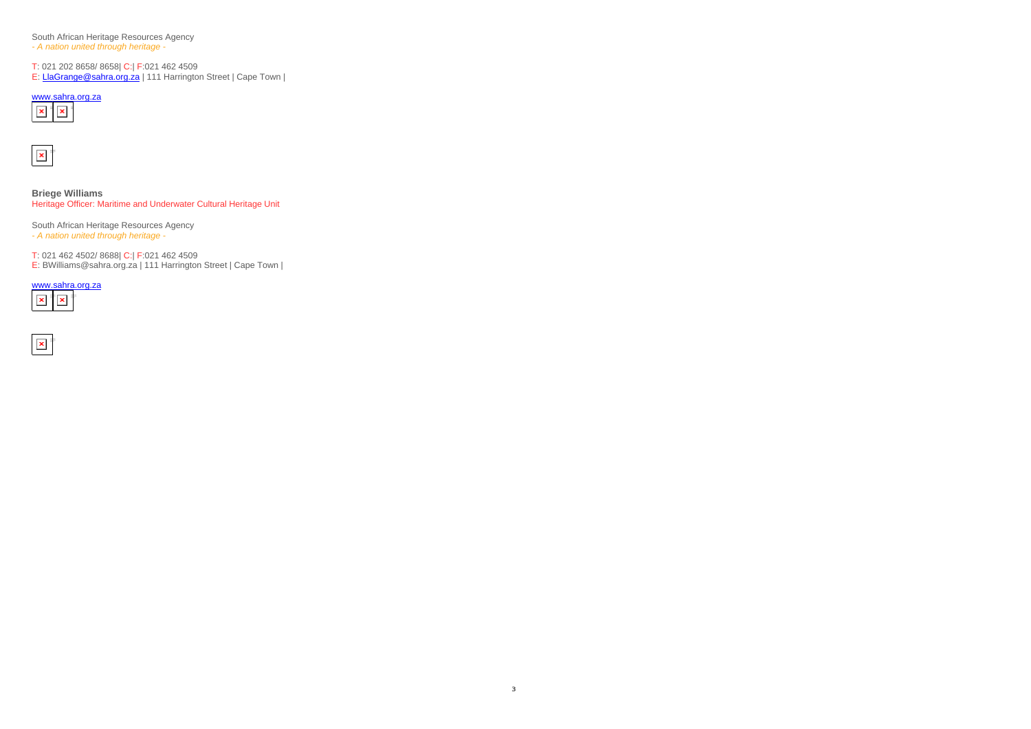South African Heritage Resources Agency
*- A nation united through heritage -*

T: 021 202 8658/ 8658| C:| F:021 462 4509
E: LlaGrange@sahra.org.za | 111 Harrington Street | Cape Town |

www.sahra.org.za

**Briege Williams**
Heritage Officer: Maritime and Underwater Cultural Heritage Unit

South African Heritage Resources Agency
*- A nation united through heritage -*

T: 021 462 4502/ 8688| C:| F:021 462 4509
E: BWilliams@sahra.org.za | 111 Harrington Street | Cape Town |

www.sahra.org.za